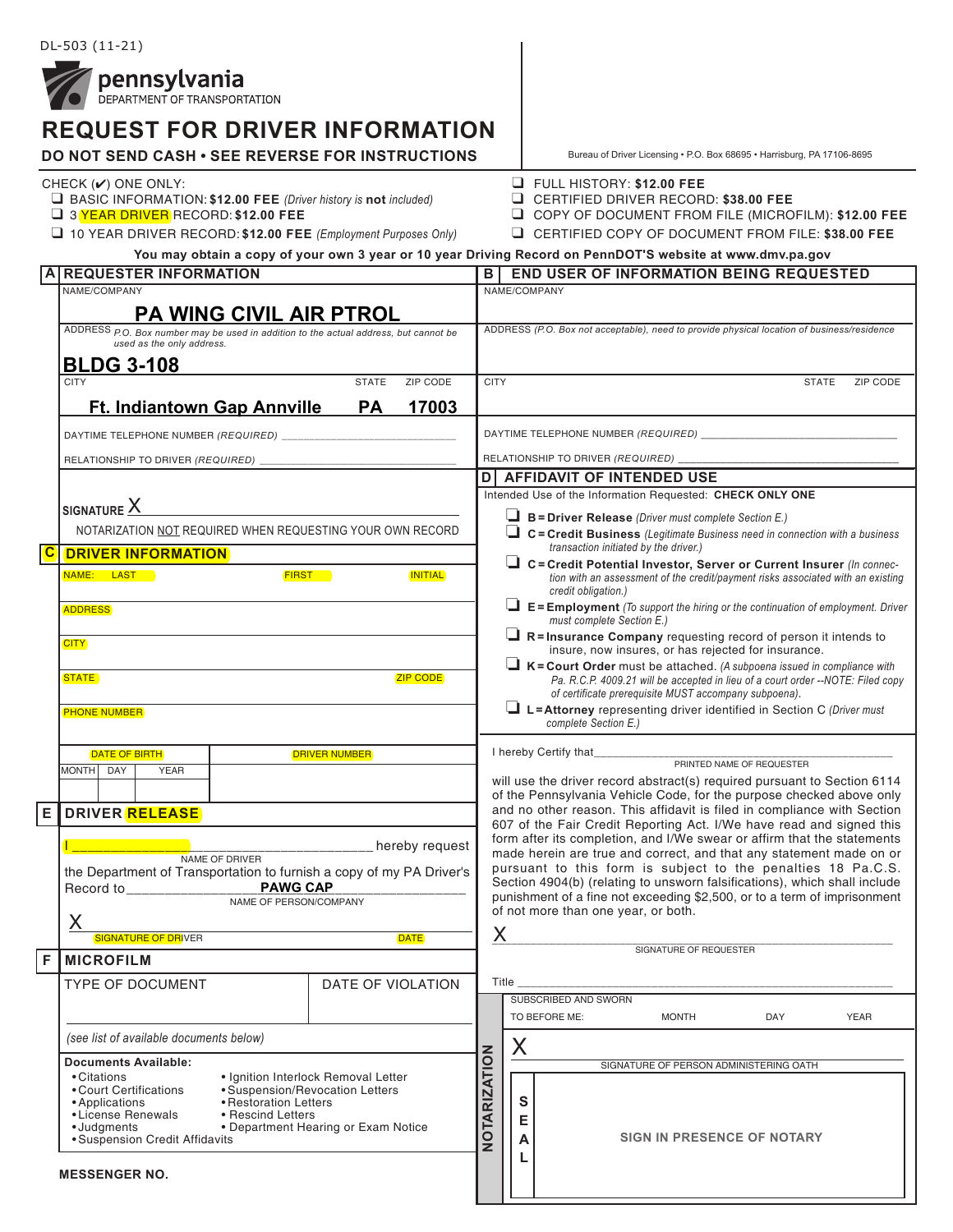DL-503 (11-21)

pennsylvania
DEPARTMENT OF TRANSPORTATION

# REQUEST FOR DRIVER INFORMATION

**DO NOT SEND CASH • SEE REVERSE FOR INSTRUCTIONS**

Bureau of Driver Licensing • P.O. Box 68695 • Harrisburg, PA 17106-8695

CHECK (✔) ONE ONLY:

- ❑ BASIC INFORMATION: **$12.00 FEE** *(Driver history is **not** included)*
- ❑ 3 YEAR DRIVER RECORD: **$12.00 FEE**
- ❑ 10 YEAR DRIVER RECORD: **$12.00 FEE** *(Employment Purposes Only)*
- ❑ FULL HISTORY: **$12.00 FEE**
- ❑ CERTIFIED DRIVER RECORD: **$38.00 FEE**
- ❑ COPY OF DOCUMENT FROM FILE (MICROFILM): **$12.00 FEE**
- ❑ CERTIFIED COPY OF DOCUMENT FROM FILE: **$38.00 FEE**

**You may obtain a copy of your own 3 year or 10 year Driving Record on PennDOT'S website at www.dmv.pa.gov**

## A REQUESTER INFORMATION

NAME/COMPANY

**PA WING CIVIL AIR PTROL**

ADDRESS *P.O. Box number may be used in addition to the actual address, but cannot be used as the only address.*

**BLDG 3-108**

| CITY | STATE | ZIP CODE |
|---|---|---|
| **Ft. Indiantown Gap Annville** | **PA** | **17003** |

DAYTIME TELEPHONE NUMBER *(REQUIRED)* ____________________________

RELATIONSHIP TO DRIVER *(REQUIRED)* ____________________________

SIGNATURE X ____________________________

NOTARIZATION NOT REQUIRED WHEN REQUESTING YOUR OWN RECORD

## C DRIVER INFORMATION

| NAME: LAST | FIRST | INITIAL |
|---|---|---|
| | | |

ADDRESS

CITY

| STATE | ZIP CODE |
|---|---|
| | |

PHONE NUMBER

| DATE OF BIRTH | | | DRIVER NUMBER |
|---|---|---|---|
| MONTH | DAY | YEAR | |
| | | | |

## E DRIVER RELEASE

I ______________________________ hereby request
NAME OF DRIVER
the Department of Transportation to furnish a copy of my PA Driver's Record to ________ **PAWG CAP** ________
NAME OF PERSON/COMPANY

X ____________________________
SIGNATURE OF DRIVER DATE

## F MICROFILM

| TYPE OF DOCUMENT | DATE OF VIOLATION |
|---|---|
| | |

*(see list of available documents below)*

**Documents Available:**

- Citations
- Court Certifications
- Applications
- License Renewals
- Judgments
- Suspension Credit Affidavits
- Ignition Interlock Removal Letter
- Suspension/Revocation Letters
- Restoration Letters
- Rescind Letters
- Department Hearing or Exam Notice

**MESSENGER NO.**

## B END USER OF INFORMATION BEING REQUESTED

NAME/COMPANY

ADDRESS *(P.O. Box not acceptable), need to provide physical location of business/residence*

| CITY | STATE | ZIP CODE |
|---|---|---|
| | | |

DAYTIME TELEPHONE NUMBER *(REQUIRED)* ____________________________

RELATIONSHIP TO DRIVER *(REQUIRED)* ____________________________

## D AFFIDAVIT OF INTENDED USE

Intended Use of the Information Requested: **CHECK ONLY ONE**

- ❑ **B = Driver Release** *(Driver must complete Section E.)*
- ❑ **C = Credit Business** *(Legitimate Business need in connection with a business transaction initiated by the driver.)*
- ❑ **C = Credit Potential Investor, Server or Current Insurer** *(In connection with an assessment of the credit/payment risks associated with an existing credit obligation.)*
- ❑ **E = Employment** *(To support the hiring or the continuation of employment. Driver must complete Section E.)*
- ❑ **R = Insurance Company** requesting record of person it intends to insure, now insures, or has rejected for insurance.
- ❑ **K = Court Order** must be attached. *(A subpoena issued in compliance with Pa. R.C.P. 4009.21 will be accepted in lieu of a court order --NOTE: Filed copy of certificate prerequisite MUST accompany subpoena).*
- ❑ **L = Attorney** representing driver identified in Section C *(Driver must complete Section E.)*

I hereby Certify that ________________________________________
PRINTED NAME OF REQUESTER

will use the driver record abstract(s) required pursuant to Section 6114 of the Pennsylvania Vehicle Code, for the purpose checked above only and no other reason. This affidavit is filed in compliance with Section 607 of the Fair Credit Reporting Act. I/We have read and signed this form after its completion, and I/We swear or affirm that the statements made herein are true and correct, and that any statement made on or pursuant to this form is subject to the penalties 18 Pa.C.S. Section 4904(b) (relating to unsworn falsifications), which shall include punishment of a fine not exceeding $2,500, or to a term of imprisonment of not more than one year, or both.

X ________________________________________
SIGNATURE OF REQUESTER

Title ________________________________________

**NOTARIZATION**

| SUBSCRIBED AND SWORN TO BEFORE ME: | MONTH | DAY | YEAR |
|---|---|---|---|
| | | | |

X ________________________________________
SIGNATURE OF PERSON ADMINISTERING OATH

SEAL

**SIGN IN PRESENCE OF NOTARY**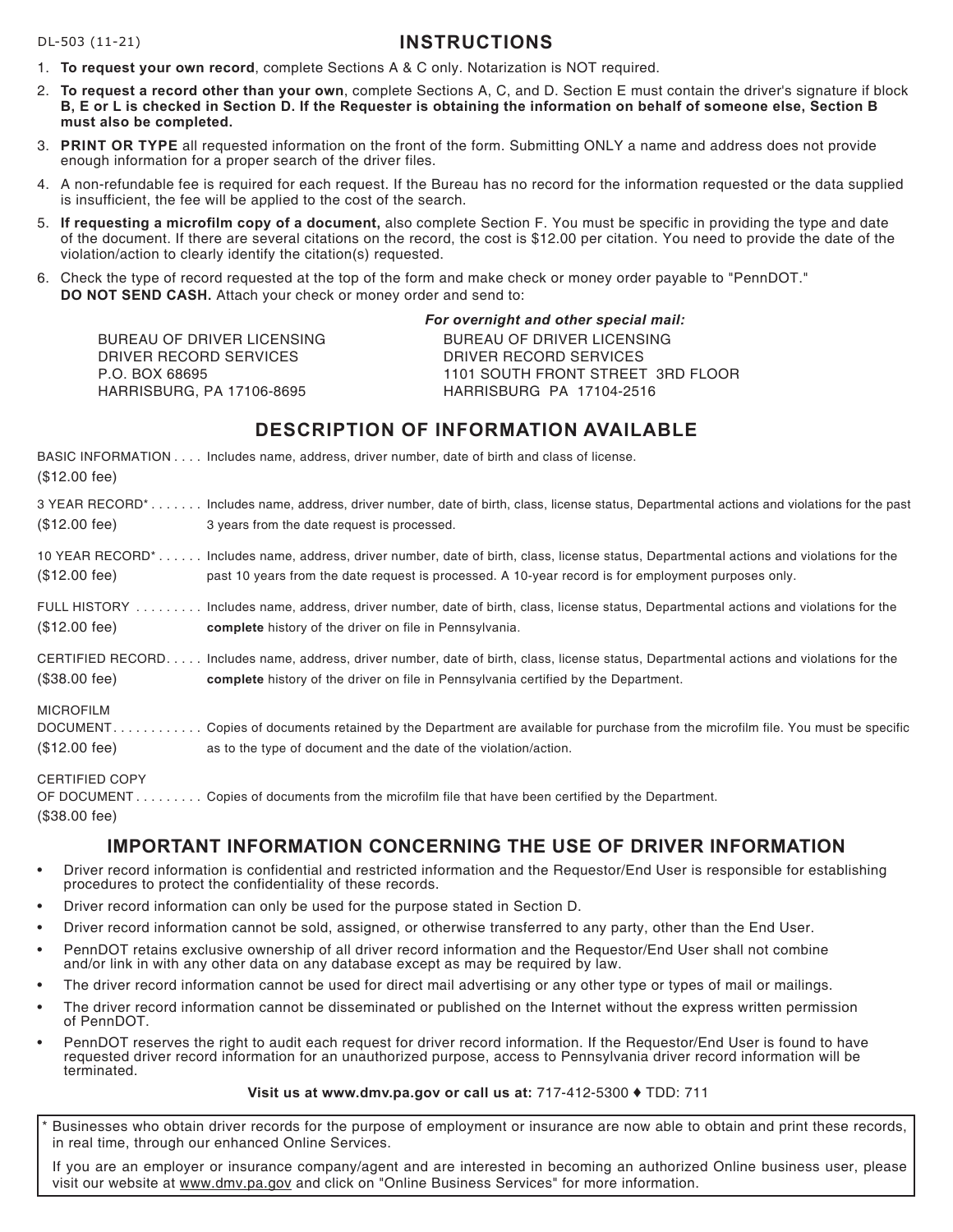DL-503 (11-21)

## INSTRUCTIONS

1. **To request your own record**, complete Sections A & C only. Notarization is NOT required.
2. **To request a record other than your own**, complete Sections A, C, and D. Section E must contain the driver's signature if block **B, E or L is checked in Section D. If the Requester is obtaining the information on behalf of someone else, Section B must also be completed.**
3. **PRINT OR TYPE** all requested information on the front of the form. Submitting ONLY a name and address does not provide enough information for a proper search of the driver files.
4. A non-refundable fee is required for each request. If the Bureau has no record for the information requested or the data supplied is insufficient, the fee will be applied to the cost of the search.
5. **If requesting a microfilm copy of a document,** also complete Section F. You must be specific in providing the type and date of the document. If there are several citations on the record, the cost is $12.00 per citation. You need to provide the date of the violation/action to clearly identify the citation(s) requested.
6. Check the type of record requested at the top of the form and make check or money order payable to "PennDOT." **DO NOT SEND CASH.** Attach your check or money order and send to:

BUREAU OF DRIVER LICENSING
DRIVER RECORD SERVICES
P.O. BOX 68695
HARRISBURG, PA 17106-8695

***For overnight and other special mail:***
BUREAU OF DRIVER LICENSING
DRIVER RECORD SERVICES
1101 SOUTH FRONT STREET 3RD FLOOR
HARRISBURG PA 17104-2516

## DESCRIPTION OF INFORMATION AVAILABLE

BASIC INFORMATION . . . . Includes name, address, driver number, date of birth and class of license.
($12.00 fee)

3 YEAR RECORD* . . . . . . . Includes name, address, driver number, date of birth, class, license status, Departmental actions and violations for the past 3 years from the date request is processed.
($12.00 fee)

10 YEAR RECORD* . . . . . . Includes name, address, driver number, date of birth, class, license status, Departmental actions and violations for the past 10 years from the date request is processed. A 10-year record is for employment purposes only.
($12.00 fee)

FULL HISTORY . . . . . . . . . Includes name, address, driver number, date of birth, class, license status, Departmental actions and violations for the **complete** history of the driver on file in Pennsylvania.
($12.00 fee)

CERTIFIED RECORD. . . . . Includes name, address, driver number, date of birth, class, license status, Departmental actions and violations for the **complete** history of the driver on file in Pennsylvania certified by the Department.
($38.00 fee)

MICROFILM DOCUMENT. . . . . . . . . . . . Copies of documents retained by the Department are available for purchase from the microfilm file. You must be specific as to the type of document and the date of the violation/action.
($12.00 fee)

CERTIFIED COPY OF DOCUMENT . . . . . . . . . Copies of documents from the microfilm file that have been certified by the Department.
($38.00 fee)

## IMPORTANT INFORMATION CONCERNING THE USE OF DRIVER INFORMATION

- Driver record information is confidential and restricted information and the Requestor/End User is responsible for establishing procedures to protect the confidentiality of these records.
- Driver record information can only be used for the purpose stated in Section D.
- Driver record information cannot be sold, assigned, or otherwise transferred to any party, other than the End User.
- PennDOT retains exclusive ownership of all driver record information and the Requestor/End User shall not combine and/or link in with any other data on any database except as may be required by law.
- The driver record information cannot be used for direct mail advertising or any other type or types of mail or mailings.
- The driver record information cannot be disseminated or published on the Internet without the express written permission of PennDOT.
- PennDOT reserves the right to audit each request for driver record information. If the Requestor/End User is found to have requested driver record information for an unauthorized purpose, access to Pennsylvania driver record information will be terminated.

**Visit us at www.dmv.pa.gov or call us at:** 717-412-5300 ♦ TDD: 711

\* Businesses who obtain driver records for the purpose of employment or insurance are now able to obtain and print these records, in real time, through our enhanced Online Services.

If you are an employer or insurance company/agent and are interested in becoming an authorized Online business user, please visit our website at www.dmv.pa.gov and click on "Online Business Services" for more information.